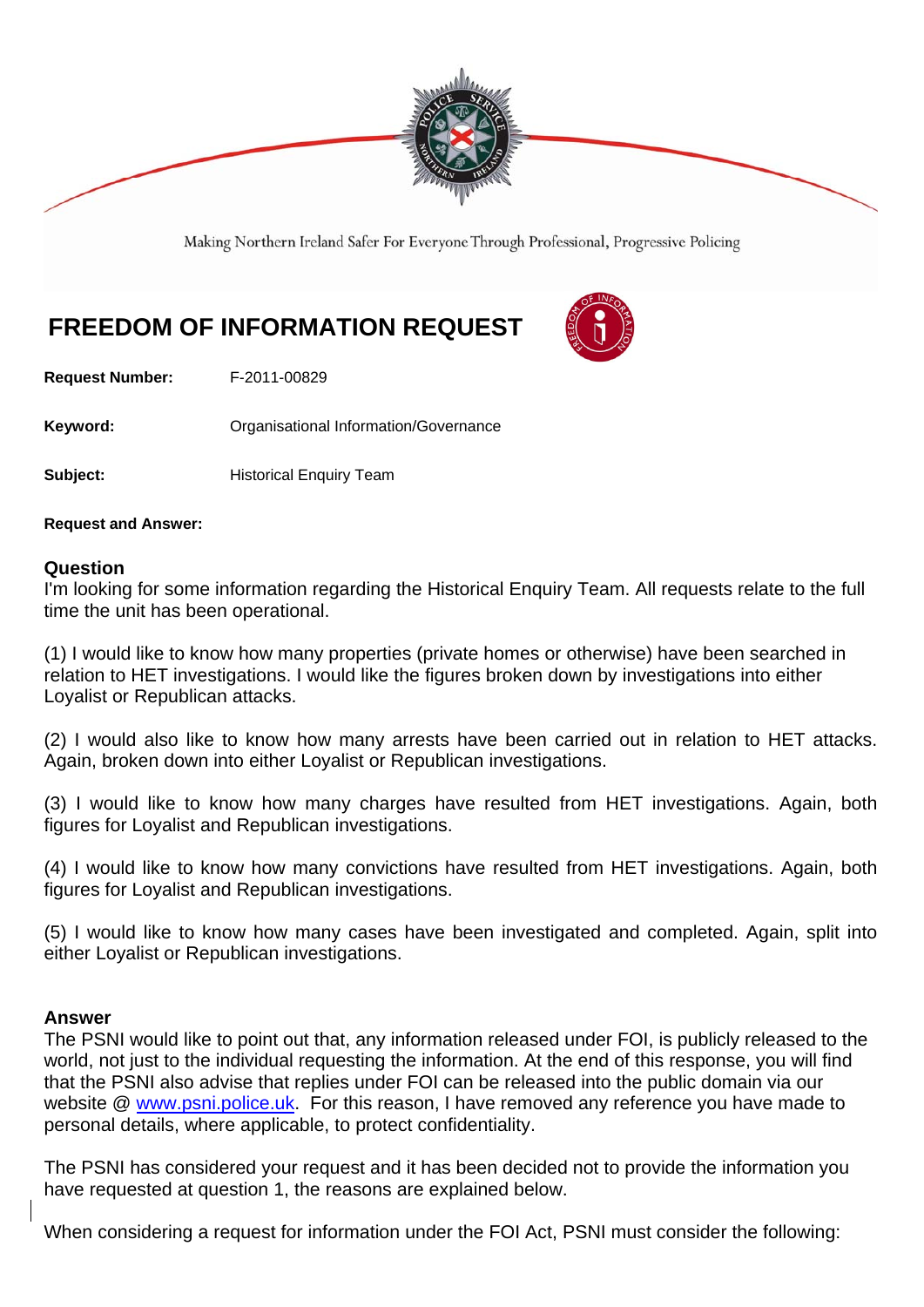Making Northern Ireland Safer For Everyone Through Professional, Progressive Policing

# FREEDOM OF INFORMATION REQUEST

**Request Number:** F-2011-00829

**Keyword:** Organisational Information/Governance

**Subject:** Historical Enquiry Team

**Request and Answer:**

## Question

I'm looking for some information regarding the Historical Enquiry Team. All requests relate to the full time the unit has been operational.

(1) I would like to know how many properties (private homes or otherwise) have been searched in relation to HET investigations. I would like the figures broken down by investigations into either Loyalist or Republican attacks.

(2) I would also like to know how many arrests have been carried out in relation to HET attacks. Again, broken down into either Loyalist or Republican investigations.

(3) I would like to know how many charges have resulted from HET investigations. Again, both figures for Loyalist and Republican investigations.

(4) I would like to know how many convictions have resulted from HET investigations. Again, both figures for Loyalist and Republican investigations.

(5) I would like to know how many cases have been investigated and completed. Again, split into either Loyalist or Republican investigations.

## Answer

The PSNI would like to point out that, any information released under FOI, is publicly released to the world, not just to the individual requesting the information. At the end of this response, you will find that the PSNI also advise that replies under FOI can be released into the public domain via our website @ www.psni.police.uk. For this reason, I have removed any reference you have made to personal details, where applicable, to protect confidentiality.

The PSNI has considered your request and it has been decided not to provide the information you have requested at question 1, the reasons are explained below.

When considering a request for information under the FOI Act, PSNI must consider the following: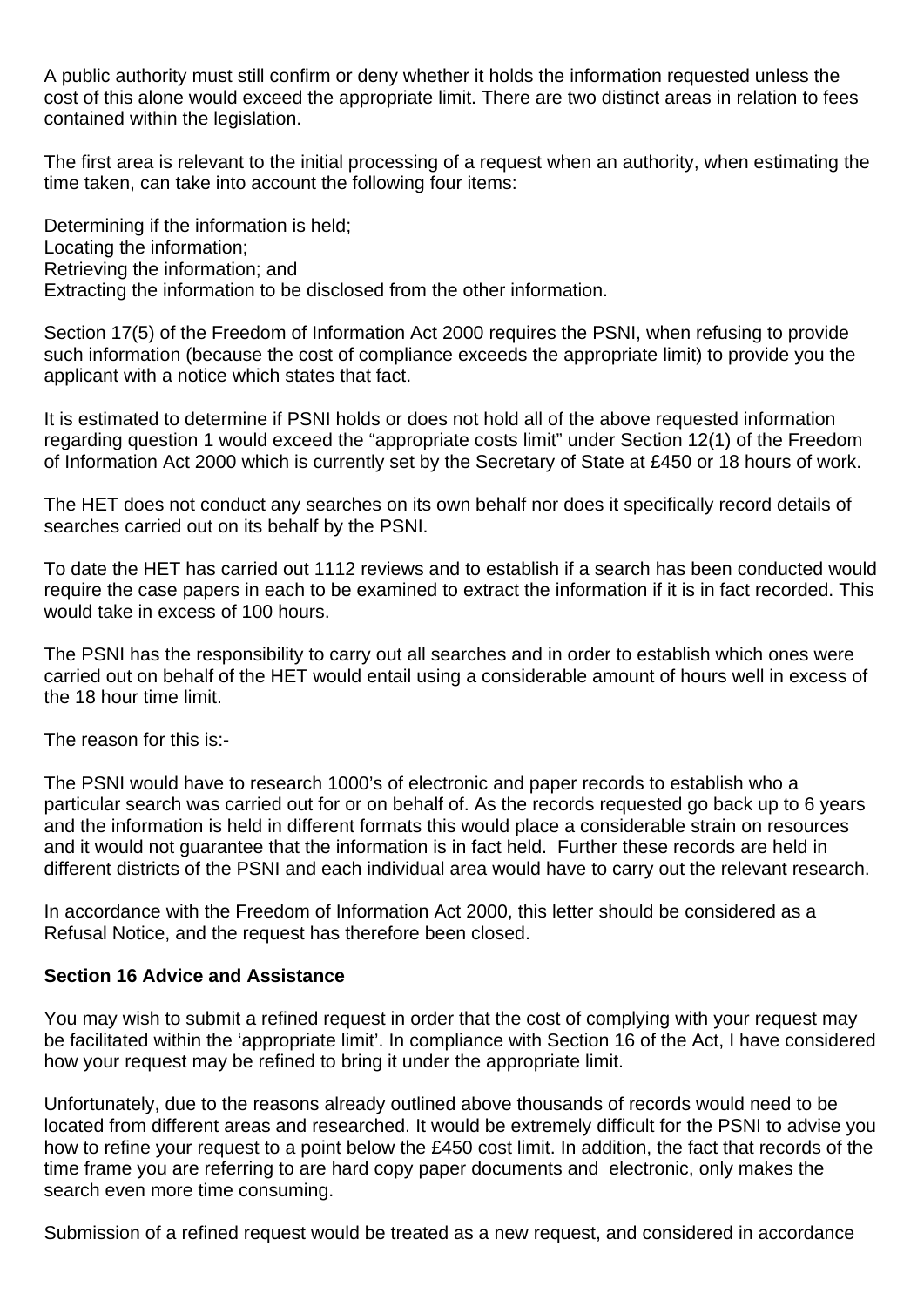A public authority must still confirm or deny whether it holds the information requested unless the cost of this alone would exceed the appropriate limit. There are two distinct areas in relation to fees contained within the legislation.

The first area is relevant to the initial processing of a request when an authority, when estimating the time taken, can take into account the following four items:

Determining if the information is held;
Locating the information;
Retrieving the information; and
Extracting the information to be disclosed from the other information.

Section 17(5) of the Freedom of Information Act 2000 requires the PSNI, when refusing to provide such information (because the cost of compliance exceeds the appropriate limit) to provide you the applicant with a notice which states that fact.

It is estimated to determine if PSNI holds or does not hold all of the above requested information regarding question 1 would exceed the "appropriate costs limit" under Section 12(1) of the Freedom of Information Act 2000 which is currently set by the Secretary of State at £450 or 18 hours of work.

The HET does not conduct any searches on its own behalf nor does it specifically record details of searches carried out on its behalf by the PSNI.

To date the HET has carried out 1112 reviews and to establish if a search has been conducted would require the case papers in each to be examined to extract the information if it is in fact recorded. This would take in excess of 100 hours.

The PSNI has the responsibility to carry out all searches and in order to establish which ones were carried out on behalf of the HET would entail using a considerable amount of hours well in excess of the 18 hour time limit.

The reason for this is:-

The PSNI would have to research 1000's of electronic and paper records to establish who a particular search was carried out for or on behalf of. As the records requested go back up to 6 years and the information is held in different formats this would place a considerable strain on resources and it would not guarantee that the information is in fact held. Further these records are held in different districts of the PSNI and each individual area would have to carry out the relevant research.

In accordance with the Freedom of Information Act 2000, this letter should be considered as a Refusal Notice, and the request has therefore been closed.

**Section 16 Advice and Assistance**

You may wish to submit a refined request in order that the cost of complying with your request may be facilitated within the 'appropriate limit'. In compliance with Section 16 of the Act, I have considered how your request may be refined to bring it under the appropriate limit.

Unfortunately, due to the reasons already outlined above thousands of records would need to be located from different areas and researched. It would be extremely difficult for the PSNI to advise you how to refine your request to a point below the £450 cost limit. In addition, the fact that records of the time frame you are referring to are hard copy paper documents and electronic, only makes the search even more time consuming.

Submission of a refined request would be treated as a new request, and considered in accordance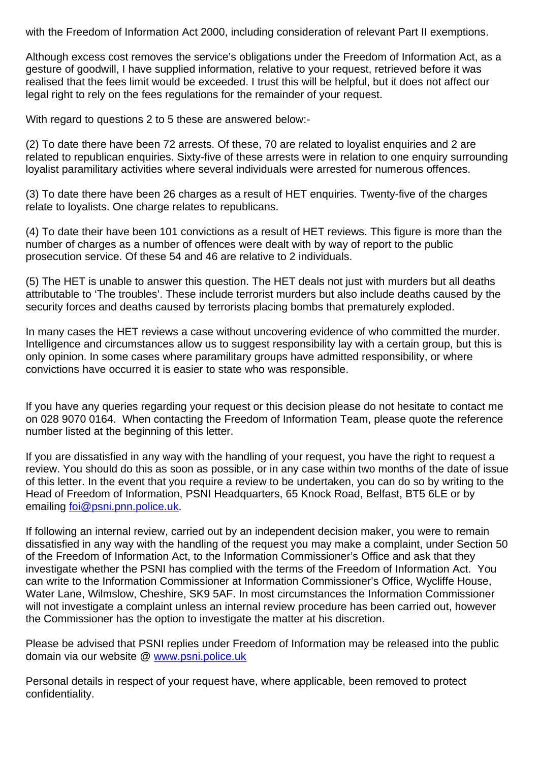with the Freedom of Information Act 2000, including consideration of relevant Part II exemptions.

Although excess cost removes the service's obligations under the Freedom of Information Act, as a gesture of goodwill, I have supplied information, relative to your request, retrieved before it was realised that the fees limit would be exceeded. I trust this will be helpful, but it does not affect our legal right to rely on the fees regulations for the remainder of your request.

With regard to questions 2 to 5 these are answered below:-

(2) To date there have been 72 arrests. Of these, 70 are related to loyalist enquiries and 2 are related to republican enquiries. Sixty-five of these arrests were in relation to one enquiry surrounding loyalist paramilitary activities where several individuals were arrested for numerous offences.

(3) To date there have been 26 charges as a result of HET enquiries. Twenty-five of the charges relate to loyalists. One charge relates to republicans.

(4) To date their have been 101 convictions as a result of HET reviews. This figure is more than the number of charges as a number of offences were dealt with by way of report to the public prosecution service. Of these 54 and 46 are relative to 2 individuals.

(5) The HET is unable to answer this question. The HET deals not just with murders but all deaths attributable to 'The troubles'. These include terrorist murders but also include deaths caused by the security forces and deaths caused by terrorists placing bombs that prematurely exploded.

In many cases the HET reviews a case without uncovering evidence of who committed the murder. Intelligence and circumstances allow us to suggest responsibility lay with a certain group, but this is only opinion. In some cases where paramilitary groups have admitted responsibility, or where convictions have occurred it is easier to state who was responsible.

If you have any queries regarding your request or this decision please do not hesitate to contact me on 028 9070 0164. When contacting the Freedom of Information Team, please quote the reference number listed at the beginning of this letter.

If you are dissatisfied in any way with the handling of your request, you have the right to request a review. You should do this as soon as possible, or in any case within two months of the date of issue of this letter. In the event that you require a review to be undertaken, you can do so by writing to the Head of Freedom of Information, PSNI Headquarters, 65 Knock Road, Belfast, BT5 6LE or by emailing foi@psni.pnn.police.uk.

If following an internal review, carried out by an independent decision maker, you were to remain dissatisfied in any way with the handling of the request you may make a complaint, under Section 50 of the Freedom of Information Act, to the Information Commissioner's Office and ask that they investigate whether the PSNI has complied with the terms of the Freedom of Information Act. You can write to the Information Commissioner at Information Commissioner's Office, Wycliffe House, Water Lane, Wilmslow, Cheshire, SK9 5AF. In most circumstances the Information Commissioner will not investigate a complaint unless an internal review procedure has been carried out, however the Commissioner has the option to investigate the matter at his discretion.

Please be advised that PSNI replies under Freedom of Information may be released into the public domain via our website @ www.psni.police.uk

Personal details in respect of your request have, where applicable, been removed to protect confidentiality.